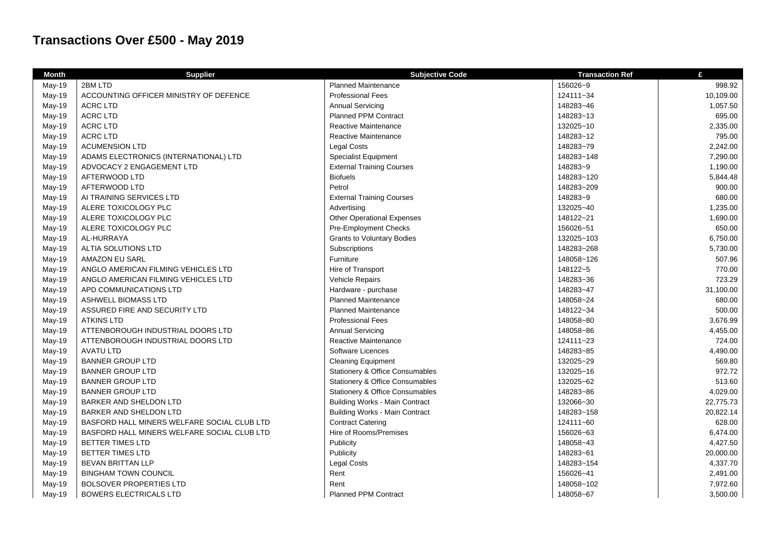# Transactions Over £500 - May 2019

| Month | Supplier | Subjective Code | Transaction Ref | £ |
|---|---|---|---|---|
| May-19 | 2BM LTD | Planned Maintenance | 156026~9 | 998.92 |
| May-19 | ACCOUNTING OFFICER MINISTRY OF DEFENCE | Professional Fees | 124111~34 | 10,109.00 |
| May-19 | ACRC LTD | Annual Servicing | 148283~46 | 1,057.50 |
| May-19 | ACRC LTD | Planned PPM Contract | 148283~13 | 695.00 |
| May-19 | ACRC LTD | Reactive Maintenance | 132025~10 | 2,335.00 |
| May-19 | ACRC LTD | Reactive Maintenance | 148283~12 | 795.00 |
| May-19 | ACUMENSION LTD | Legal Costs | 148283~79 | 2,242.00 |
| May-19 | ADAMS ELECTRONICS (INTERNATIONAL) LTD | Specialist Equipment | 148283~148 | 7,290.00 |
| May-19 | ADVOCACY 2 ENGAGEMENT LTD | External Training Courses | 148283~9 | 1,190.00 |
| May-19 | AFTERWOOD LTD | Biofuels | 148283~120 | 5,844.48 |
| May-19 | AFTERWOOD LTD | Petrol | 148283~209 | 900.00 |
| May-19 | AI TRAINING SERVICES LTD | External Training Courses | 148283~9 | 680.00 |
| May-19 | ALERE TOXICOLOGY PLC | Advertising | 132025~40 | 1,235.00 |
| May-19 | ALERE TOXICOLOGY PLC | Other Operational Expenses | 148122~21 | 1,690.00 |
| May-19 | ALERE TOXICOLOGY PLC | Pre-Employment Checks | 156026~51 | 650.00 |
| May-19 | AL-HURRAYA | Grants to Voluntary Bodies | 132025~103 | 6,750.00 |
| May-19 | ALTIA SOLUTIONS LTD | Subscriptions | 148283~268 | 5,730.00 |
| May-19 | AMAZON EU SARL | Furniture | 148058~126 | 507.96 |
| May-19 | ANGLO AMERICAN FILMING VEHICLES LTD | Hire of Transport | 148122~5 | 770.00 |
| May-19 | ANGLO AMERICAN FILMING VEHICLES LTD | Vehicle Repairs | 148283~36 | 723.29 |
| May-19 | APD COMMUNICATIONS LTD | Hardware - purchase | 148283~47 | 31,100.00 |
| May-19 | ASHWELL BIOMASS LTD | Planned Maintenance | 148058~24 | 680.00 |
| May-19 | ASSURED FIRE AND SECURITY LTD | Planned Maintenance | 148122~34 | 500.00 |
| May-19 | ATKINS LTD | Professional Fees | 148058~80 | 3,676.99 |
| May-19 | ATTENBOROUGH INDUSTRIAL DOORS LTD | Annual Servicing | 148058~86 | 4,455.00 |
| May-19 | ATTENBOROUGH INDUSTRIAL DOORS LTD | Reactive Maintenance | 124111~23 | 724.00 |
| May-19 | AVATU LTD | Software Licences | 148283~85 | 4,490.00 |
| May-19 | BANNER GROUP LTD | Cleaning Equipment | 132025~29 | 569.80 |
| May-19 | BANNER GROUP LTD | Stationery & Office Consumables | 132025~16 | 972.72 |
| May-19 | BANNER GROUP LTD | Stationery & Office Consumables | 132025~62 | 513.60 |
| May-19 | BANNER GROUP LTD | Stationery & Office Consumables | 148283~86 | 4,029.00 |
| May-19 | BARKER AND SHELDON LTD | Building Works - Main Contract | 132066~30 | 22,775.73 |
| May-19 | BARKER AND SHELDON LTD | Building Works - Main Contract | 148283~158 | 20,822.14 |
| May-19 | BASFORD HALL MINERS WELFARE SOCIAL CLUB LTD | Contract Catering | 124111~60 | 628.00 |
| May-19 | BASFORD HALL MINERS WELFARE SOCIAL CLUB LTD | Hire of Rooms/Premises | 156026~63 | 6,474.00 |
| May-19 | BETTER TIMES LTD | Publicity | 148058~43 | 4,427.50 |
| May-19 | BETTER TIMES LTD | Publicity | 148283~61 | 20,000.00 |
| May-19 | BEVAN BRITTAN LLP | Legal Costs | 148283~154 | 4,337.70 |
| May-19 | BINGHAM TOWN COUNCIL | Rent | 156026~41 | 2,491.00 |
| May-19 | BOLSOVER PROPERTIES LTD | Rent | 148058~102 | 7,972.60 |
| May-19 | BOWERS ELECTRICALS LTD | Planned PPM Contract | 148058~67 | 3,500.00 |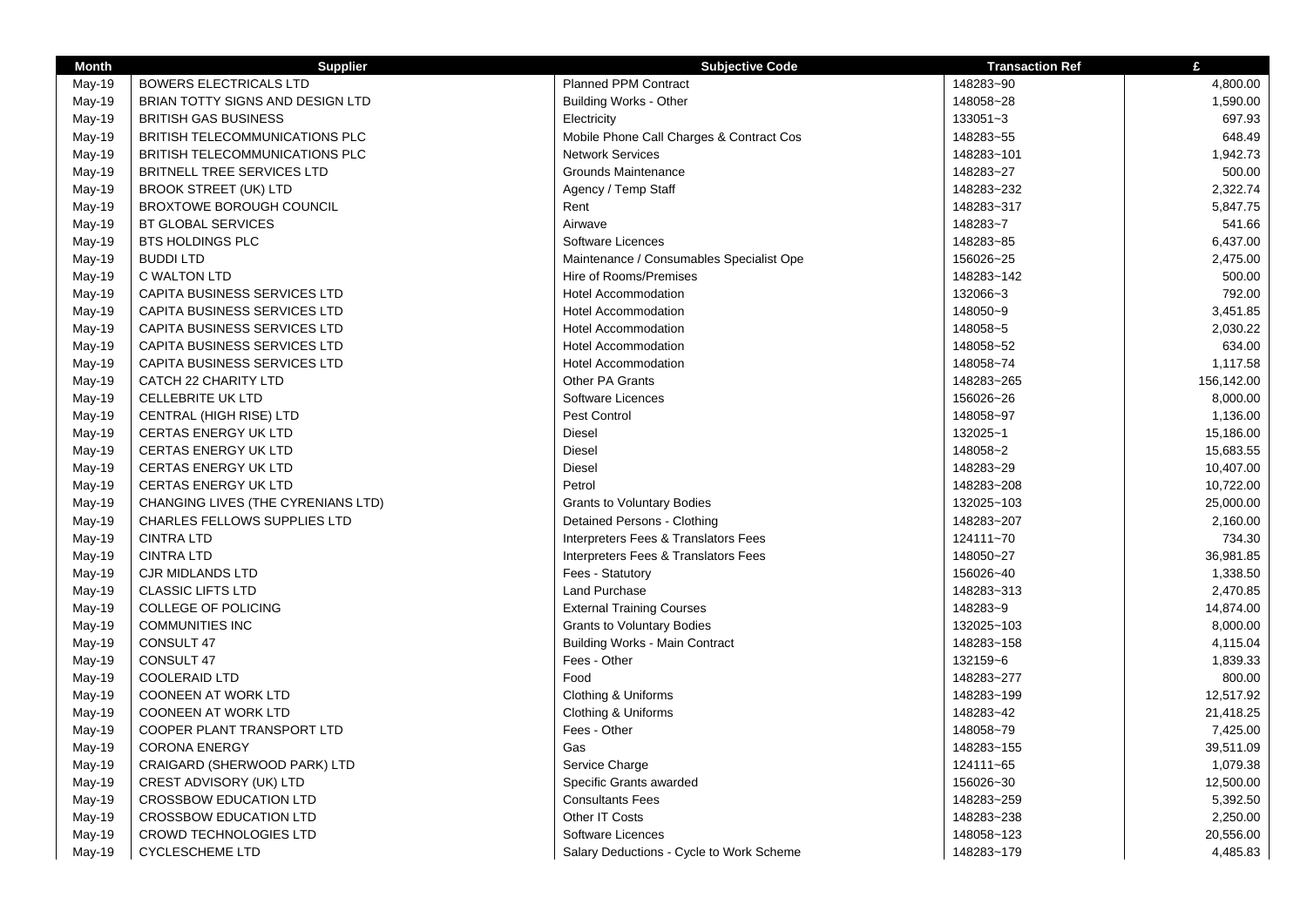| Month | Supplier | Subjective Code | Transaction Ref | £ |
|---|---|---|---|---|
| May-19 | BOWERS ELECTRICALS LTD | Planned PPM Contract | 148283~90 | 4,800.00 |
| May-19 | BRIAN TOTTY SIGNS AND DESIGN LTD | Building Works - Other | 148058~28 | 1,590.00 |
| May-19 | BRITISH GAS BUSINESS | Electricity | 133051~3 | 697.93 |
| May-19 | BRITISH TELECOMMUNICATIONS PLC | Mobile Phone Call Charges & Contract Cos | 148283~55 | 648.49 |
| May-19 | BRITISH TELECOMMUNICATIONS PLC | Network Services | 148283~101 | 1,942.73 |
| May-19 | BRITNELL TREE SERVICES LTD | Grounds Maintenance | 148283~27 | 500.00 |
| May-19 | BROOK STREET (UK) LTD | Agency / Temp Staff | 148283~232 | 2,322.74 |
| May-19 | BROXTOWE BOROUGH COUNCIL | Rent | 148283~317 | 5,847.75 |
| May-19 | BT GLOBAL SERVICES | Airwave | 148283~7 | 541.66 |
| May-19 | BTS HOLDINGS PLC | Software Licences | 148283~85 | 6,437.00 |
| May-19 | BUDDI LTD | Maintenance / Consumables Specialist Ope | 156026~25 | 2,475.00 |
| May-19 | C WALTON LTD | Hire of Rooms/Premises | 148283~142 | 500.00 |
| May-19 | CAPITA BUSINESS SERVICES LTD | Hotel Accommodation | 132066~3 | 792.00 |
| May-19 | CAPITA BUSINESS SERVICES LTD | Hotel Accommodation | 148050~9 | 3,451.85 |
| May-19 | CAPITA BUSINESS SERVICES LTD | Hotel Accommodation | 148058~5 | 2,030.22 |
| May-19 | CAPITA BUSINESS SERVICES LTD | Hotel Accommodation | 148058~52 | 634.00 |
| May-19 | CAPITA BUSINESS SERVICES LTD | Hotel Accommodation | 148058~74 | 1,117.58 |
| May-19 | CATCH 22 CHARITY LTD | Other PA Grants | 148283~265 | 156,142.00 |
| May-19 | CELLEBRITE UK LTD | Software Licences | 156026~26 | 8,000.00 |
| May-19 | CENTRAL (HIGH RISE) LTD | Pest Control | 148058~97 | 1,136.00 |
| May-19 | CERTAS ENERGY UK LTD | Diesel | 132025~1 | 15,186.00 |
| May-19 | CERTAS ENERGY UK LTD | Diesel | 148058~2 | 15,683.55 |
| May-19 | CERTAS ENERGY UK LTD | Diesel | 148283~29 | 10,407.00 |
| May-19 | CERTAS ENERGY UK LTD | Petrol | 148283~208 | 10,722.00 |
| May-19 | CHANGING LIVES (THE CYRENIANS LTD) | Grants to Voluntary Bodies | 132025~103 | 25,000.00 |
| May-19 | CHARLES FELLOWS SUPPLIES LTD | Detained Persons - Clothing | 148283~207 | 2,160.00 |
| May-19 | CINTRA LTD | Interpreters Fees & Translators Fees | 124111~70 | 734.30 |
| May-19 | CINTRA LTD | Interpreters Fees & Translators Fees | 148050~27 | 36,981.85 |
| May-19 | CJR MIDLANDS LTD | Fees - Statutory | 156026~40 | 1,338.50 |
| May-19 | CLASSIC LIFTS LTD | Land Purchase | 148283~313 | 2,470.85 |
| May-19 | COLLEGE OF POLICING | External Training Courses | 148283~9 | 14,874.00 |
| May-19 | COMMUNITIES INC | Grants to Voluntary Bodies | 132025~103 | 8,000.00 |
| May-19 | CONSULT 47 | Building Works - Main Contract | 148283~158 | 4,115.04 |
| May-19 | CONSULT 47 | Fees - Other | 132159~6 | 1,839.33 |
| May-19 | COOLERAID LTD | Food | 148283~277 | 800.00 |
| May-19 | COONEEN AT WORK LTD | Clothing & Uniforms | 148283~199 | 12,517.92 |
| May-19 | COONEEN AT WORK LTD | Clothing & Uniforms | 148283~42 | 21,418.25 |
| May-19 | COOPER PLANT TRANSPORT LTD | Fees - Other | 148058~79 | 7,425.00 |
| May-19 | CORONA ENERGY | Gas | 148283~155 | 39,511.09 |
| May-19 | CRAIGARD (SHERWOOD PARK) LTD | Service Charge | 124111~65 | 1,079.38 |
| May-19 | CREST ADVISORY (UK) LTD | Specific Grants awarded | 156026~30 | 12,500.00 |
| May-19 | CROSSBOW EDUCATION LTD | Consultants Fees | 148283~259 | 5,392.50 |
| May-19 | CROSSBOW EDUCATION LTD | Other IT Costs | 148283~238 | 2,250.00 |
| May-19 | CROWD TECHNOLOGIES LTD | Software Licences | 148058~123 | 20,556.00 |
| May-19 | CYCLESCHEME LTD | Salary Deductions - Cycle to Work Scheme | 148283~179 | 4,485.83 |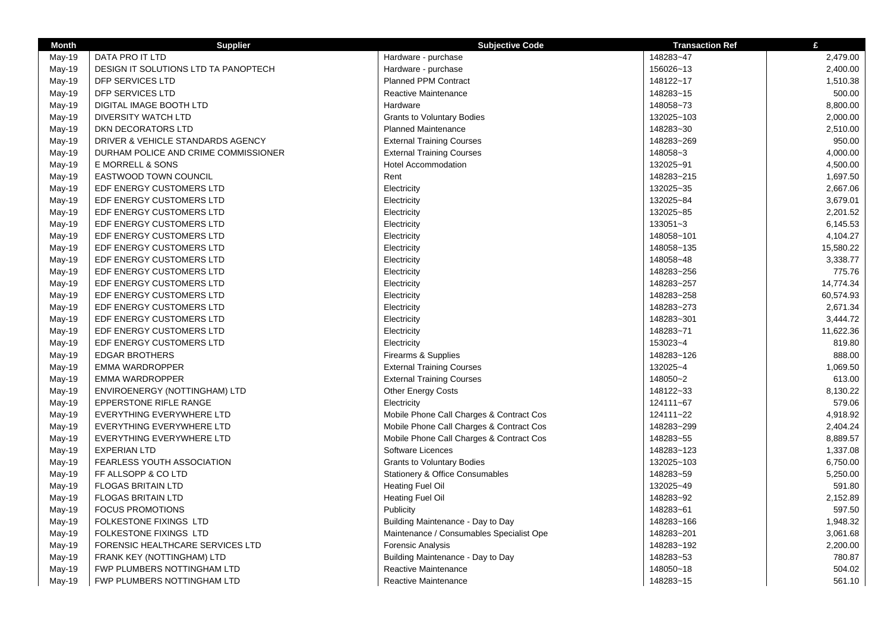| Month | Supplier | Subjective Code | Transaction Ref | £ |
|---|---|---|---|---|
| May-19 | DATA PRO IT LTD | Hardware - purchase | 148283~47 | 2,479.00 |
| May-19 | DESIGN IT SOLUTIONS LTD TA PANOPTECH | Hardware - purchase | 156026~13 | 2,400.00 |
| May-19 | DFP SERVICES LTD | Planned PPM Contract | 148122~17 | 1,510.38 |
| May-19 | DFP SERVICES LTD | Reactive Maintenance | 148283~15 | 500.00 |
| May-19 | DIGITAL IMAGE BOOTH LTD | Hardware | 148058~73 | 8,800.00 |
| May-19 | DIVERSITY WATCH LTD | Grants to Voluntary Bodies | 132025~103 | 2,000.00 |
| May-19 | DKN DECORATORS LTD | Planned Maintenance | 148283~30 | 2,510.00 |
| May-19 | DRIVER & VEHICLE STANDARDS AGENCY | External Training Courses | 148283~269 | 950.00 |
| May-19 | DURHAM POLICE AND CRIME COMMISSIONER | External Training Courses | 148058~3 | 4,000.00 |
| May-19 | E MORRELL & SONS | Hotel Accommodation | 132025~91 | 4,500.00 |
| May-19 | EASTWOOD TOWN COUNCIL | Rent | 148283~215 | 1,697.50 |
| May-19 | EDF ENERGY CUSTOMERS LTD | Electricity | 132025~35 | 2,667.06 |
| May-19 | EDF ENERGY CUSTOMERS LTD | Electricity | 132025~84 | 3,679.01 |
| May-19 | EDF ENERGY CUSTOMERS LTD | Electricity | 132025~85 | 2,201.52 |
| May-19 | EDF ENERGY CUSTOMERS LTD | Electricity | 133051~3 | 6,145.53 |
| May-19 | EDF ENERGY CUSTOMERS LTD | Electricity | 148058~101 | 4,104.27 |
| May-19 | EDF ENERGY CUSTOMERS LTD | Electricity | 148058~135 | 15,580.22 |
| May-19 | EDF ENERGY CUSTOMERS LTD | Electricity | 148058~48 | 3,338.77 |
| May-19 | EDF ENERGY CUSTOMERS LTD | Electricity | 148283~256 | 775.76 |
| May-19 | EDF ENERGY CUSTOMERS LTD | Electricity | 148283~257 | 14,774.34 |
| May-19 | EDF ENERGY CUSTOMERS LTD | Electricity | 148283~258 | 60,574.93 |
| May-19 | EDF ENERGY CUSTOMERS LTD | Electricity | 148283~273 | 2,671.34 |
| May-19 | EDF ENERGY CUSTOMERS LTD | Electricity | 148283~301 | 3,444.72 |
| May-19 | EDF ENERGY CUSTOMERS LTD | Electricity | 148283~71 | 11,622.36 |
| May-19 | EDF ENERGY CUSTOMERS LTD | Electricity | 153023~4 | 819.80 |
| May-19 | EDGAR BROTHERS | Firearms & Supplies | 148283~126 | 888.00 |
| May-19 | EMMA WARDROPPER | External Training Courses | 132025~4 | 1,069.50 |
| May-19 | EMMA WARDROPPER | External Training Courses | 148050~2 | 613.00 |
| May-19 | ENVIROENERGY (NOTTINGHAM) LTD | Other Energy Costs | 148122~33 | 8,130.22 |
| May-19 | EPPERSTONE RIFLE RANGE | Electricity | 124111~67 | 579.06 |
| May-19 | EVERYTHING EVERYWHERE LTD | Mobile Phone Call Charges & Contract Cos | 124111~22 | 4,918.92 |
| May-19 | EVERYTHING EVERYWHERE LTD | Mobile Phone Call Charges & Contract Cos | 148283~299 | 2,404.24 |
| May-19 | EVERYTHING EVERYWHERE LTD | Mobile Phone Call Charges & Contract Cos | 148283~55 | 8,889.57 |
| May-19 | EXPERIAN LTD | Software Licences | 148283~123 | 1,337.08 |
| May-19 | FEARLESS YOUTH ASSOCIATION | Grants to Voluntary Bodies | 132025~103 | 6,750.00 |
| May-19 | FF ALLSOPP & CO LTD | Stationery & Office Consumables | 148283~59 | 5,250.00 |
| May-19 | FLOGAS BRITAIN LTD | Heating Fuel Oil | 132025~49 | 591.80 |
| May-19 | FLOGAS BRITAIN LTD | Heating Fuel Oil | 148283~92 | 2,152.89 |
| May-19 | FOCUS PROMOTIONS | Publicity | 148283~61 | 597.50 |
| May-19 | FOLKESTONE FIXINGS LTD | Building Maintenance - Day to Day | 148283~166 | 1,948.32 |
| May-19 | FOLKESTONE FIXINGS LTD | Maintenance / Consumables Specialist Ope | 148283~201 | 3,061.68 |
| May-19 | FORENSIC HEALTHCARE SERVICES LTD | Forensic Analysis | 148283~192 | 2,200.00 |
| May-19 | FRANK KEY (NOTTINGHAM) LTD | Building Maintenance - Day to Day | 148283~53 | 780.87 |
| May-19 | FWP PLUMBERS NOTTINGHAM LTD | Reactive Maintenance | 148050~18 | 504.02 |
| May-19 | FWP PLUMBERS NOTTINGHAM LTD | Reactive Maintenance | 148283~15 | 561.10 |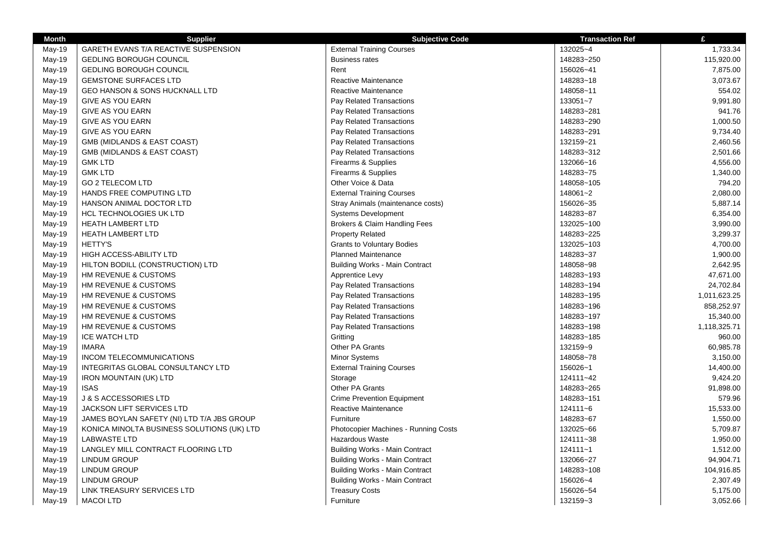| Month | Supplier | Subjective Code | Transaction Ref | £ |
|---|---|---|---|---|
| May-19 | GARETH EVANS T/A REACTIVE SUSPENSION | External Training Courses | 132025~4 | 1,733.34 |
| May-19 | GEDLING BOROUGH COUNCIL | Business rates | 148283~250 | 115,920.00 |
| May-19 | GEDLING BOROUGH COUNCIL | Rent | 156026~41 | 7,875.00 |
| May-19 | GEMSTONE SURFACES LTD | Reactive Maintenance | 148283~18 | 3,073.67 |
| May-19 | GEO HANSON & SONS HUCKNALL LTD | Reactive Maintenance | 148058~11 | 554.02 |
| May-19 | GIVE AS YOU EARN | Pay Related Transactions | 133051~7 | 9,991.80 |
| May-19 | GIVE AS YOU EARN | Pay Related Transactions | 148283~281 | 941.76 |
| May-19 | GIVE AS YOU EARN | Pay Related Transactions | 148283~290 | 1,000.50 |
| May-19 | GIVE AS YOU EARN | Pay Related Transactions | 148283~291 | 9,734.40 |
| May-19 | GMB (MIDLANDS & EAST COAST) | Pay Related Transactions | 132159~21 | 2,460.56 |
| May-19 | GMB (MIDLANDS & EAST COAST) | Pay Related Transactions | 148283~312 | 2,501.66 |
| May-19 | GMK LTD | Firearms & Supplies | 132066~16 | 4,556.00 |
| May-19 | GMK LTD | Firearms & Supplies | 148283~75 | 1,340.00 |
| May-19 | GO 2 TELECOM LTD | Other Voice & Data | 148058~105 | 794.20 |
| May-19 | HANDS FREE COMPUTING LTD | External Training Courses | 148061~2 | 2,080.00 |
| May-19 | HANSON ANIMAL DOCTOR LTD | Stray Animals (maintenance costs) | 156026~35 | 5,887.14 |
| May-19 | HCL TECHNOLOGIES UK LTD | Systems Development | 148283~87 | 6,354.00 |
| May-19 | HEATH LAMBERT LTD | Brokers & Claim Handling Fees | 132025~100 | 3,990.00 |
| May-19 | HEATH LAMBERT LTD | Property Related | 148283~225 | 3,299.37 |
| May-19 | HETTY'S | Grants to Voluntary Bodies | 132025~103 | 4,700.00 |
| May-19 | HIGH ACCESS-ABILITY LTD | Planned Maintenance | 148283~37 | 1,900.00 |
| May-19 | HILTON BODILL (CONSTRUCTION) LTD | Building Works - Main Contract | 148058~98 | 2,642.95 |
| May-19 | HM REVENUE & CUSTOMS | Apprentice Levy | 148283~193 | 47,671.00 |
| May-19 | HM REVENUE & CUSTOMS | Pay Related Transactions | 148283~194 | 24,702.84 |
| May-19 | HM REVENUE & CUSTOMS | Pay Related Transactions | 148283~195 | 1,011,623.25 |
| May-19 | HM REVENUE & CUSTOMS | Pay Related Transactions | 148283~196 | 858,252.97 |
| May-19 | HM REVENUE & CUSTOMS | Pay Related Transactions | 148283~197 | 15,340.00 |
| May-19 | HM REVENUE & CUSTOMS | Pay Related Transactions | 148283~198 | 1,118,325.71 |
| May-19 | ICE WATCH LTD | Gritting | 148283~185 | 960.00 |
| May-19 | IMARA | Other PA Grants | 132159~9 | 60,985.78 |
| May-19 | INCOM TELECOMMUNICATIONS | Minor Systems | 148058~78 | 3,150.00 |
| May-19 | INTEGRITAS GLOBAL CONSULTANCY LTD | External Training Courses | 156026~1 | 14,400.00 |
| May-19 | IRON MOUNTAIN (UK) LTD | Storage | 124111~42 | 9,424.20 |
| May-19 | ISAS | Other PA Grants | 148283~265 | 91,898.00 |
| May-19 | J & S ACCESSORIES LTD | Crime Prevention Equipment | 148283~151 | 579.96 |
| May-19 | JACKSON LIFT SERVICES LTD | Reactive Maintenance | 124111~6 | 15,533.00 |
| May-19 | JAMES BOYLAN SAFETY (NI) LTD T/A JBS GROUP | Furniture | 148283~67 | 1,550.00 |
| May-19 | KONICA MINOLTA BUSINESS SOLUTIONS (UK) LTD | Photocopier Machines - Running Costs | 132025~66 | 5,709.87 |
| May-19 | LABWASTE LTD | Hazardous Waste | 124111~38 | 1,950.00 |
| May-19 | LANGLEY MILL CONTRACT FLOORING LTD | Building Works - Main Contract | 124111~1 | 1,512.00 |
| May-19 | LINDUM GROUP | Building Works - Main Contract | 132066~27 | 94,904.71 |
| May-19 | LINDUM GROUP | Building Works - Main Contract | 148283~108 | 104,916.85 |
| May-19 | LINDUM GROUP | Building Works - Main Contract | 156026~4 | 2,307.49 |
| May-19 | LINK TREASURY SERVICES LTD | Treasury Costs | 156026~54 | 5,175.00 |
| May-19 | MACOI LTD | Furniture | 132159~3 | 3,052.66 |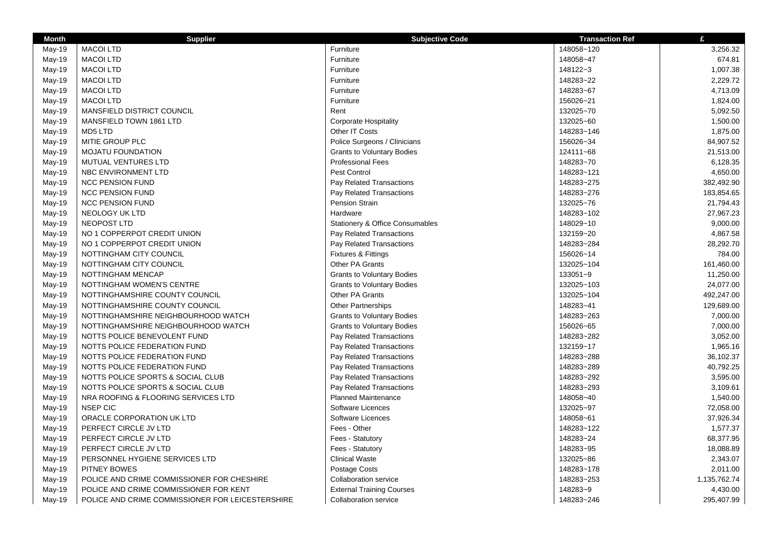| Month | Supplier | Subjective Code | Transaction Ref | £ |
|---|---|---|---|---|
| May-19 | MACOI LTD | Furniture | 148058~120 | 3,256.32 |
| May-19 | MACOI LTD | Furniture | 148058~47 | 674.81 |
| May-19 | MACOI LTD | Furniture | 148122~3 | 1,007.38 |
| May-19 | MACOI LTD | Furniture | 148283~22 | 2,229.72 |
| May-19 | MACOI LTD | Furniture | 148283~67 | 4,713.09 |
| May-19 | MACOI LTD | Furniture | 156026~21 | 1,824.00 |
| May-19 | MANSFIELD DISTRICT COUNCIL | Rent | 132025~70 | 5,092.50 |
| May-19 | MANSFIELD TOWN 1861 LTD | Corporate Hospitality | 132025~60 | 1,500.00 |
| May-19 | MD5 LTD | Other IT Costs | 148283~146 | 1,875.00 |
| May-19 | MITIE GROUP PLC | Police Surgeons / Clinicians | 156026~34 | 84,907.52 |
| May-19 | MOJATU FOUNDATION | Grants to Voluntary Bodies | 124111~68 | 21,513.00 |
| May-19 | MUTUAL VENTURES LTD | Professional Fees | 148283~70 | 6,128.35 |
| May-19 | NBC ENVIRONMENT LTD | Pest Control | 148283~121 | 4,650.00 |
| May-19 | NCC PENSION FUND | Pay Related Transactions | 148283~275 | 382,492.90 |
| May-19 | NCC PENSION FUND | Pay Related Transactions | 148283~276 | 183,854.65 |
| May-19 | NCC PENSION FUND | Pension Strain | 132025~76 | 21,794.43 |
| May-19 | NEOLOGY UK LTD | Hardware | 148283~102 | 27,967.23 |
| May-19 | NEOPOST LTD | Stationery & Office Consumables | 148029~10 | 9,000.00 |
| May-19 | NO 1 COPPERPOT CREDIT UNION | Pay Related Transactions | 132159~20 | 4,867.58 |
| May-19 | NO 1 COPPERPOT CREDIT UNION | Pay Related Transactions | 148283~284 | 28,292.70 |
| May-19 | NOTTINGHAM CITY COUNCIL | Fixtures & Fittings | 156026~14 | 784.00 |
| May-19 | NOTTINGHAM CITY COUNCIL | Other PA Grants | 132025~104 | 161,460.00 |
| May-19 | NOTTINGHAM MENCAP | Grants to Voluntary Bodies | 133051~9 | 11,250.00 |
| May-19 | NOTTINGHAM WOMEN'S CENTRE | Grants to Voluntary Bodies | 132025~103 | 24,077.00 |
| May-19 | NOTTINGHAMSHIRE COUNTY COUNCIL | Other PA Grants | 132025~104 | 492,247.00 |
| May-19 | NOTTINGHAMSHIRE COUNTY COUNCIL | Other Partnerships | 148283~41 | 129,689.00 |
| May-19 | NOTTINGHAMSHIRE NEIGHBOURHOOD WATCH | Grants to Voluntary Bodies | 148283~263 | 7,000.00 |
| May-19 | NOTTINGHAMSHIRE NEIGHBOURHOOD WATCH | Grants to Voluntary Bodies | 156026~65 | 7,000.00 |
| May-19 | NOTTS POLICE BENEVOLENT FUND | Pay Related Transactions | 148283~282 | 3,052.00 |
| May-19 | NOTTS POLICE FEDERATION FUND | Pay Related Transactions | 132159~17 | 1,965.16 |
| May-19 | NOTTS POLICE FEDERATION FUND | Pay Related Transactions | 148283~288 | 36,102.37 |
| May-19 | NOTTS POLICE FEDERATION FUND | Pay Related Transactions | 148283~289 | 40,792.25 |
| May-19 | NOTTS POLICE SPORTS & SOCIAL CLUB | Pay Related Transactions | 148283~292 | 3,595.00 |
| May-19 | NOTTS POLICE SPORTS & SOCIAL CLUB | Pay Related Transactions | 148283~293 | 3,109.61 |
| May-19 | NRA ROOFING & FLOORING SERVICES LTD | Planned Maintenance | 148058~40 | 1,540.00 |
| May-19 | NSEP CIC | Software Licences | 132025~97 | 72,058.00 |
| May-19 | ORACLE CORPORATION UK LTD | Software Licences | 148058~61 | 37,926.34 |
| May-19 | PERFECT CIRCLE JV LTD | Fees - Other | 148283~122 | 1,577.37 |
| May-19 | PERFECT CIRCLE JV LTD | Fees - Statutory | 148283~24 | 68,377.95 |
| May-19 | PERFECT CIRCLE JV LTD | Fees - Statutory | 148283~95 | 18,088.89 |
| May-19 | PERSONNEL HYGIENE SERVICES LTD | Clinical Waste | 132025~86 | 2,343.07 |
| May-19 | PITNEY BOWES | Postage Costs | 148283~178 | 2,011.00 |
| May-19 | POLICE AND CRIME COMMISSIONER FOR CHESHIRE | Collaboration service | 148283~253 | 1,135,762.74 |
| May-19 | POLICE AND CRIME COMMISSIONER FOR KENT | External Training Courses | 148283~9 | 4,430.00 |
| May-19 | POLICE AND CRIME COMMISSIONER FOR LEICESTERSHIRE | Collaboration service | 148283~246 | 295,407.99 |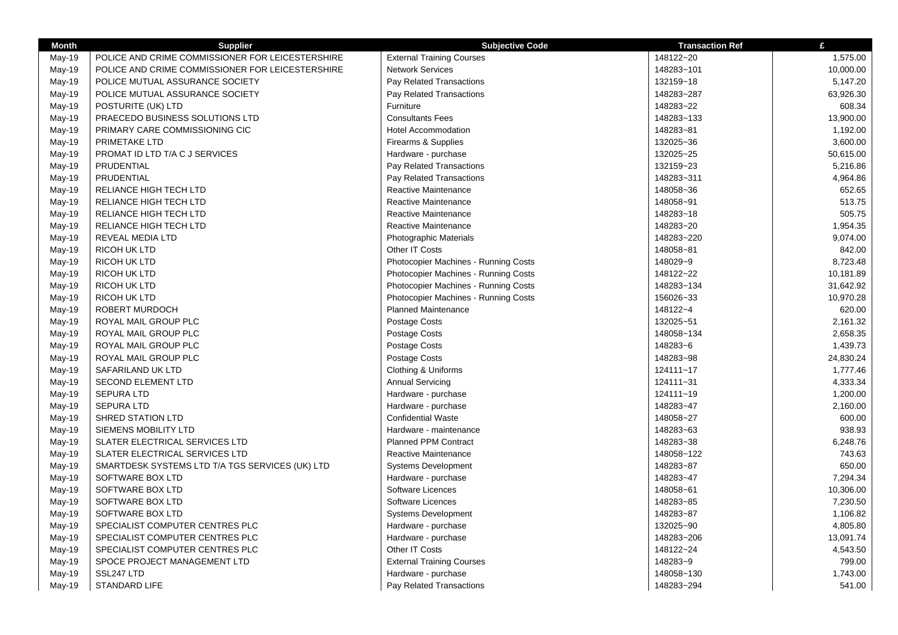| Month | Supplier | Subjective Code | Transaction Ref | £ |
|---|---|---|---|---|
| May-19 | POLICE AND CRIME COMMISSIONER FOR LEICESTERSHIRE | External Training Courses | 148122~20 | 1,575.00 |
| May-19 | POLICE AND CRIME COMMISSIONER FOR LEICESTERSHIRE | Network Services | 148283~101 | 10,000.00 |
| May-19 | POLICE MUTUAL ASSURANCE SOCIETY | Pay Related Transactions | 132159~18 | 5,147.20 |
| May-19 | POLICE MUTUAL ASSURANCE SOCIETY | Pay Related Transactions | 148283~287 | 63,926.30 |
| May-19 | POSTURITE (UK) LTD | Furniture | 148283~22 | 608.34 |
| May-19 | PRAECEDO BUSINESS SOLUTIONS LTD | Consultants Fees | 148283~133 | 13,900.00 |
| May-19 | PRIMARY CARE COMMISSIONING CIC | Hotel Accommodation | 148283~81 | 1,192.00 |
| May-19 | PRIMETAKE LTD | Firearms & Supplies | 132025~36 | 3,600.00 |
| May-19 | PROMAT ID LTD T/A C J SERVICES | Hardware - purchase | 132025~25 | 50,615.00 |
| May-19 | PRUDENTIAL | Pay Related Transactions | 132159~23 | 5,216.86 |
| May-19 | PRUDENTIAL | Pay Related Transactions | 148283~311 | 4,964.86 |
| May-19 | RELIANCE HIGH TECH LTD | Reactive Maintenance | 148058~36 | 652.65 |
| May-19 | RELIANCE HIGH TECH LTD | Reactive Maintenance | 148058~91 | 513.75 |
| May-19 | RELIANCE HIGH TECH LTD | Reactive Maintenance | 148283~18 | 505.75 |
| May-19 | RELIANCE HIGH TECH LTD | Reactive Maintenance | 148283~20 | 1,954.35 |
| May-19 | REVEAL MEDIA LTD | Photographic Materials | 148283~220 | 9,074.00 |
| May-19 | RICOH UK LTD | Other IT Costs | 148058~81 | 842.00 |
| May-19 | RICOH UK LTD | Photocopier Machines - Running Costs | 148029~9 | 8,723.48 |
| May-19 | RICOH UK LTD | Photocopier Machines - Running Costs | 148122~22 | 10,181.89 |
| May-19 | RICOH UK LTD | Photocopier Machines - Running Costs | 148283~134 | 31,642.92 |
| May-19 | RICOH UK LTD | Photocopier Machines - Running Costs | 156026~33 | 10,970.28 |
| May-19 | ROBERT MURDOCH | Planned Maintenance | 148122~4 | 620.00 |
| May-19 | ROYAL MAIL GROUP PLC | Postage Costs | 132025~51 | 2,161.32 |
| May-19 | ROYAL MAIL GROUP PLC | Postage Costs | 148058~134 | 2,658.35 |
| May-19 | ROYAL MAIL GROUP PLC | Postage Costs | 148283~6 | 1,439.73 |
| May-19 | ROYAL MAIL GROUP PLC | Postage Costs | 148283~98 | 24,830.24 |
| May-19 | SAFARILAND UK LTD | Clothing & Uniforms | 124111~17 | 1,777.46 |
| May-19 | SECOND ELEMENT LTD | Annual Servicing | 124111~31 | 4,333.34 |
| May-19 | SEPURA LTD | Hardware - purchase | 124111~19 | 1,200.00 |
| May-19 | SEPURA LTD | Hardware - purchase | 148283~47 | 2,160.00 |
| May-19 | SHRED STATION LTD | Confidential Waste | 148058~27 | 600.00 |
| May-19 | SIEMENS MOBILITY LTD | Hardware - maintenance | 148283~63 | 938.93 |
| May-19 | SLATER ELECTRICAL SERVICES LTD | Planned PPM Contract | 148283~38 | 6,248.76 |
| May-19 | SLATER ELECTRICAL SERVICES LTD | Reactive Maintenance | 148058~122 | 743.63 |
| May-19 | SMARTDESK SYSTEMS LTD T/A TGS SERVICES (UK) LTD | Systems Development | 148283~87 | 650.00 |
| May-19 | SOFTWARE BOX LTD | Hardware - purchase | 148283~47 | 7,294.34 |
| May-19 | SOFTWARE BOX LTD | Software Licences | 148058~61 | 10,306.00 |
| May-19 | SOFTWARE BOX LTD | Software Licences | 148283~85 | 7,230.50 |
| May-19 | SOFTWARE BOX LTD | Systems Development | 148283~87 | 1,106.82 |
| May-19 | SPECIALIST COMPUTER CENTRES PLC | Hardware - purchase | 132025~90 | 4,805.80 |
| May-19 | SPECIALIST COMPUTER CENTRES PLC | Hardware - purchase | 148283~206 | 13,091.74 |
| May-19 | SPECIALIST COMPUTER CENTRES PLC | Other IT Costs | 148122~24 | 4,543.50 |
| May-19 | SPOCE PROJECT MANAGEMENT LTD | External Training Courses | 148283~9 | 799.00 |
| May-19 | SSL247 LTD | Hardware - purchase | 148058~130 | 1,743.00 |
| May-19 | STANDARD LIFE | Pay Related Transactions | 148283~294 | 541.00 |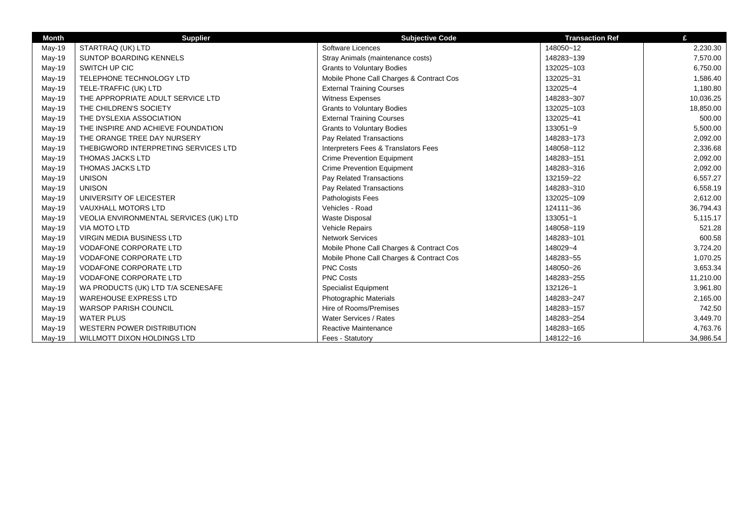| Month | Supplier | Subjective Code | Transaction Ref | £ |
|---|---|---|---|---|
| May-19 | STARTRAQ (UK) LTD | Software Licences | 148050~12 | 2,230.30 |
| May-19 | SUNTOP BOARDING KENNELS | Stray Animals (maintenance costs) | 148283~139 | 7,570.00 |
| May-19 | SWITCH UP CIC | Grants to Voluntary Bodies | 132025~103 | 6,750.00 |
| May-19 | TELEPHONE TECHNOLOGY LTD | Mobile Phone Call Charges & Contract Cos | 132025~31 | 1,586.40 |
| May-19 | TELE-TRAFFIC (UK) LTD | External Training Courses | 132025~4 | 1,180.80 |
| May-19 | THE APPROPRIATE ADULT SERVICE LTD | Witness Expenses | 148283~307 | 10,036.25 |
| May-19 | THE CHILDREN'S SOCIETY | Grants to Voluntary Bodies | 132025~103 | 18,850.00 |
| May-19 | THE DYSLEXIA ASSOCIATION | External Training Courses | 132025~41 | 500.00 |
| May-19 | THE INSPIRE AND ACHIEVE FOUNDATION | Grants to Voluntary Bodies | 133051~9 | 5,500.00 |
| May-19 | THE ORANGE TREE DAY NURSERY | Pay Related Transactions | 148283~173 | 2,092.00 |
| May-19 | THEBIGWORD INTERPRETING SERVICES LTD | Interpreters Fees & Translators Fees | 148058~112 | 2,336.68 |
| May-19 | THOMAS JACKS LTD | Crime Prevention Equipment | 148283~151 | 2,092.00 |
| May-19 | THOMAS JACKS LTD | Crime Prevention Equipment | 148283~316 | 2,092.00 |
| May-19 | UNISON | Pay Related Transactions | 132159~22 | 6,557.27 |
| May-19 | UNISON | Pay Related Transactions | 148283~310 | 6,558.19 |
| May-19 | UNIVERSITY OF LEICESTER | Pathologists Fees | 132025~109 | 2,612.00 |
| May-19 | VAUXHALL MOTORS LTD | Vehicles - Road | 124111~36 | 36,794.43 |
| May-19 | VEOLIA ENVIRONMENTAL SERVICES (UK) LTD | Waste Disposal | 133051~1 | 5,115.17 |
| May-19 | VIA MOTO LTD | Vehicle Repairs | 148058~119 | 521.28 |
| May-19 | VIRGIN MEDIA BUSINESS LTD | Network Services | 148283~101 | 600.58 |
| May-19 | VODAFONE CORPORATE LTD | Mobile Phone Call Charges & Contract Cos | 148029~4 | 3,724.20 |
| May-19 | VODAFONE CORPORATE LTD | Mobile Phone Call Charges & Contract Cos | 148283~55 | 1,070.25 |
| May-19 | VODAFONE CORPORATE LTD | PNC Costs | 148050~26 | 3,653.34 |
| May-19 | VODAFONE CORPORATE LTD | PNC Costs | 148283~255 | 11,210.00 |
| May-19 | WA PRODUCTS (UK) LTD T/A SCENESAFE | Specialist Equipment | 132126~1 | 3,961.80 |
| May-19 | WAREHOUSE EXPRESS LTD | Photographic Materials | 148283~247 | 2,165.00 |
| May-19 | WARSOP PARISH COUNCIL | Hire of Rooms/Premises | 148283~157 | 742.50 |
| May-19 | WATER PLUS | Water Services / Rates | 148283~254 | 3,449.70 |
| May-19 | WESTERN POWER DISTRIBUTION | Reactive Maintenance | 148283~165 | 4,763.76 |
| May-19 | WILLMOTT DIXON HOLDINGS LTD | Fees - Statutory | 148122~16 | 34,986.54 |